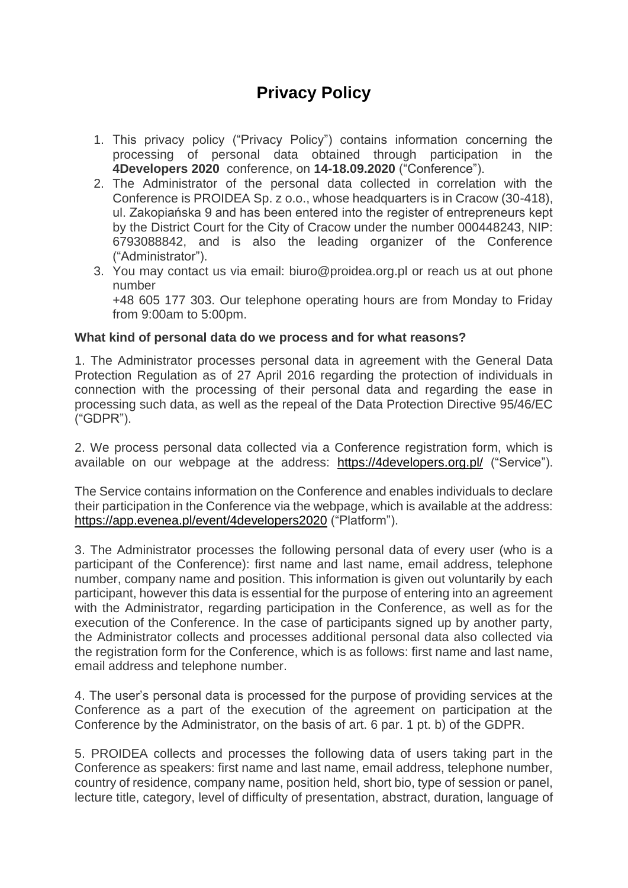# Privacy Policy

1. This privacy policy ("Privacy Policy") contains information concerning the processing of personal data obtained through participation in the **4Developers 2020** conference, on **14-18.09.2020** ("Conference").
2. The Administrator of the personal data collected in correlation with the Conference is PROIDEA Sp. z o.o., whose headquarters is in Cracow (30-418), ul. Zakopiańska 9 and has been entered into the register of entrepreneurs kept by the District Court for the City of Cracow under the number 000448243, NIP: 6793088842, and is also the leading organizer of the Conference ("Administrator").
3. You may contact us via email: biuro@proidea.org.pl or reach us at out phone number  
   +48 605 177 303. Our telephone operating hours are from Monday to Friday from 9:00am to 5:00pm.

**What kind of personal data do we process and for what reasons?**

1. The Administrator processes personal data in agreement with the General Data Protection Regulation as of 27 April 2016 regarding the protection of individuals in connection with the processing of their personal data and regarding the ease in processing such data, as well as the repeal of the Data Protection Directive 95/46/EC ("GDPR").

2. We process personal data collected via a Conference registration form, which is available on our webpage at the address: https://4developers.org.pl/ ("Service").

The Service contains information on the Conference and enables individuals to declare their participation in the Conference via the webpage, which is available at the address: https://app.evenea.pl/event/4developers2020 ("Platform").

3. The Administrator processes the following personal data of every user (who is a participant of the Conference): first name and last name, email address, telephone number, company name and position. This information is given out voluntarily by each participant, however this data is essential for the purpose of entering into an agreement with the Administrator, regarding participation in the Conference, as well as for the execution of the Conference. In the case of participants signed up by another party, the Administrator collects and processes additional personal data also collected via the registration form for the Conference, which is as follows: first name and last name, email address and telephone number.

4. The user's personal data is processed for the purpose of providing services at the Conference as a part of the execution of the agreement on participation at the Conference by the Administrator, on the basis of art. 6 par. 1 pt. b) of the GDPR.

5. PROIDEA collects and processes the following data of users taking part in the Conference as speakers: first name and last name, email address, telephone number, country of residence, company name, position held, short bio, type of session or panel, lecture title, category, level of difficulty of presentation, abstract, duration, language of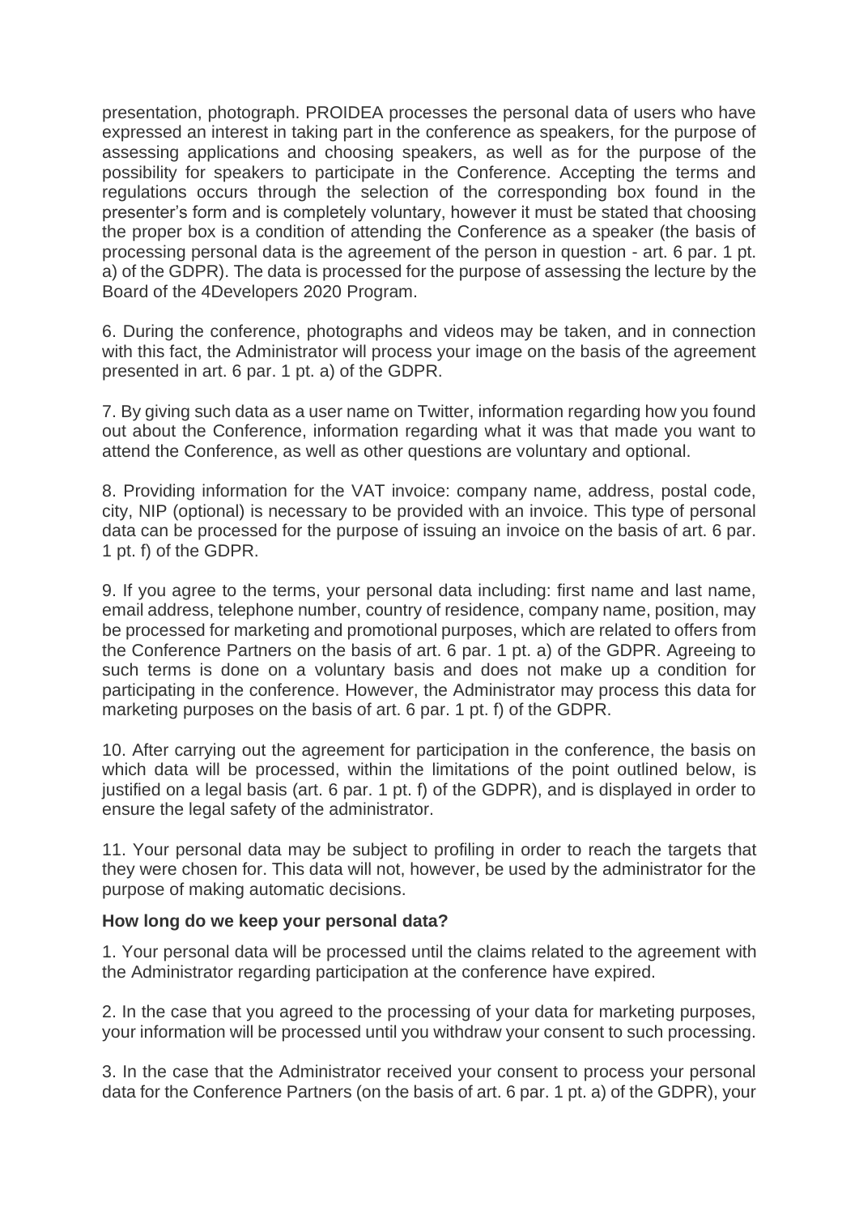presentation, photograph. PROIDEA processes the personal data of users who have expressed an interest in taking part in the conference as speakers, for the purpose of assessing applications and choosing speakers, as well as for the purpose of the possibility for speakers to participate in the Conference. Accepting the terms and regulations occurs through the selection of the corresponding box found in the presenter's form and is completely voluntary, however it must be stated that choosing the proper box is a condition of attending the Conference as a speaker (the basis of processing personal data is the agreement of the person in question - art. 6 par. 1 pt. a) of the GDPR). The data is processed for the purpose of assessing the lecture by the Board of the 4Developers 2020 Program.

6. During the conference, photographs and videos may be taken, and in connection with this fact, the Administrator will process your image on the basis of the agreement presented in art. 6 par. 1 pt. a) of the GDPR.

7. By giving such data as a user name on Twitter, information regarding how you found out about the Conference, information regarding what it was that made you want to attend the Conference, as well as other questions are voluntary and optional.

8. Providing information for the VAT invoice: company name, address, postal code, city, NIP (optional) is necessary to be provided with an invoice. This type of personal data can be processed for the purpose of issuing an invoice on the basis of art. 6 par. 1 pt. f) of the GDPR.

9. If you agree to the terms, your personal data including: first name and last name, email address, telephone number, country of residence, company name, position, may be processed for marketing and promotional purposes, which are related to offers from the Conference Partners on the basis of art. 6 par. 1 pt. a) of the GDPR. Agreeing to such terms is done on a voluntary basis and does not make up a condition for participating in the conference. However, the Administrator may process this data for marketing purposes on the basis of art. 6 par. 1 pt. f) of the GDPR.

10. After carrying out the agreement for participation in the conference, the basis on which data will be processed, within the limitations of the point outlined below, is justified on a legal basis (art. 6 par. 1 pt. f) of the GDPR), and is displayed in order to ensure the legal safety of the administrator.

11. Your personal data may be subject to profiling in order to reach the targets that they were chosen for. This data will not, however, be used by the administrator for the purpose of making automatic decisions.

**How long do we keep your personal data?**

1. Your personal data will be processed until the claims related to the agreement with the Administrator regarding participation at the conference have expired.

2. In the case that you agreed to the processing of your data for marketing purposes, your information will be processed until you withdraw your consent to such processing.

3. In the case that the Administrator received your consent to process your personal data for the Conference Partners (on the basis of art. 6 par. 1 pt. a) of the GDPR), your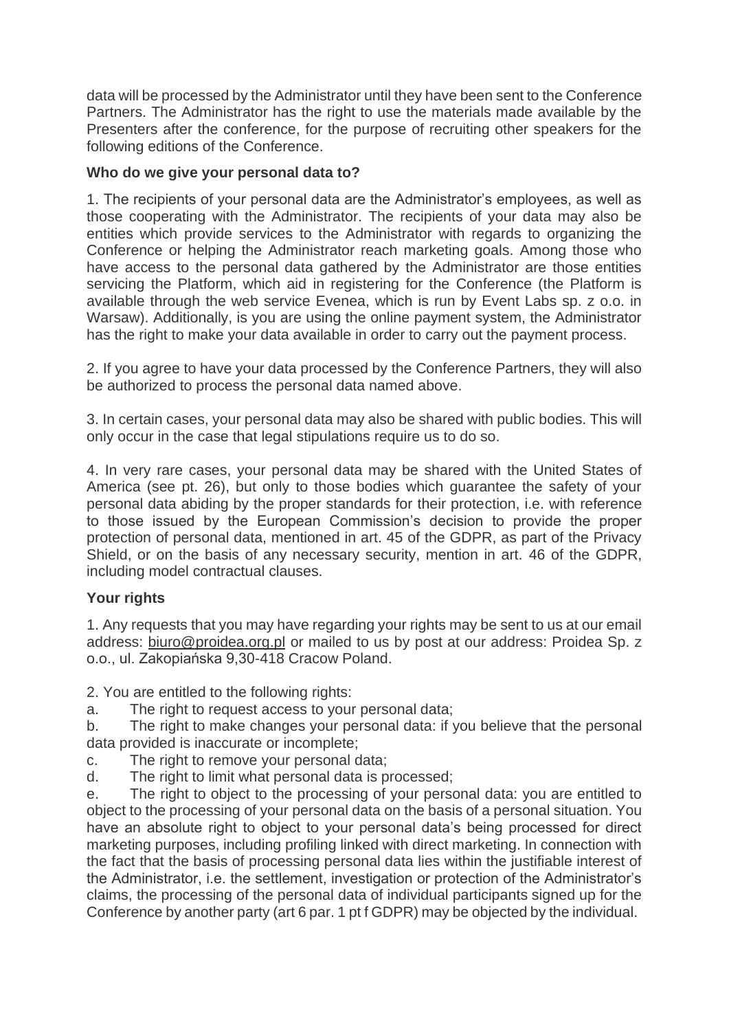data will be processed by the Administrator until they have been sent to the Conference Partners. The Administrator has the right to use the materials made available by the Presenters after the conference, for the purpose of recruiting other speakers for the following editions of the Conference.

**Who do we give your personal data to?**

1. The recipients of your personal data are the Administrator's employees, as well as those cooperating with the Administrator. The recipients of your data may also be entities which provide services to the Administrator with regards to organizing the Conference or helping the Administrator reach marketing goals. Among those who have access to the personal data gathered by the Administrator are those entities servicing the Platform, which aid in registering for the Conference (the Platform is available through the web service Evenea, which is run by Event Labs sp. z o.o. in Warsaw). Additionally, is you are using the online payment system, the Administrator has the right to make your data available in order to carry out the payment process.

2. If you agree to have your data processed by the Conference Partners, they will also be authorized to process the personal data named above.

3. In certain cases, your personal data may also be shared with public bodies. This will only occur in the case that legal stipulations require us to do so.

4. In very rare cases, your personal data may be shared with the United States of America (see pt. 26), but only to those bodies which guarantee the safety of your personal data abiding by the proper standards for their protection, i.e. with reference to those issued by the European Commission's decision to provide the proper protection of personal data, mentioned in art. 45 of the GDPR, as part of the Privacy Shield, or on the basis of any necessary security, mention in art. 46 of the GDPR, including model contractual clauses.

**Your rights**

1. Any requests that you may have regarding your rights may be sent to us at our email address: biuro@proidea.org.pl or mailed to us by post at our address: Proidea Sp. z o.o., ul. Zakopiańska 9,30-418 Cracow Poland.

2. You are entitled to the following rights:

a. The right to request access to your personal data;

b. The right to make changes your personal data: if you believe that the personal data provided is inaccurate or incomplete;

c. The right to remove your personal data;

d. The right to limit what personal data is processed;

e. The right to object to the processing of your personal data: you are entitled to object to the processing of your personal data on the basis of a personal situation. You have an absolute right to object to your personal data's being processed for direct marketing purposes, including profiling linked with direct marketing. In connection with the fact that the basis of processing personal data lies within the justifiable interest of the Administrator, i.e. the settlement, investigation or protection of the Administrator's claims, the processing of the personal data of individual participants signed up for the Conference by another party (art 6 par. 1 pt f GDPR) may be objected by the individual.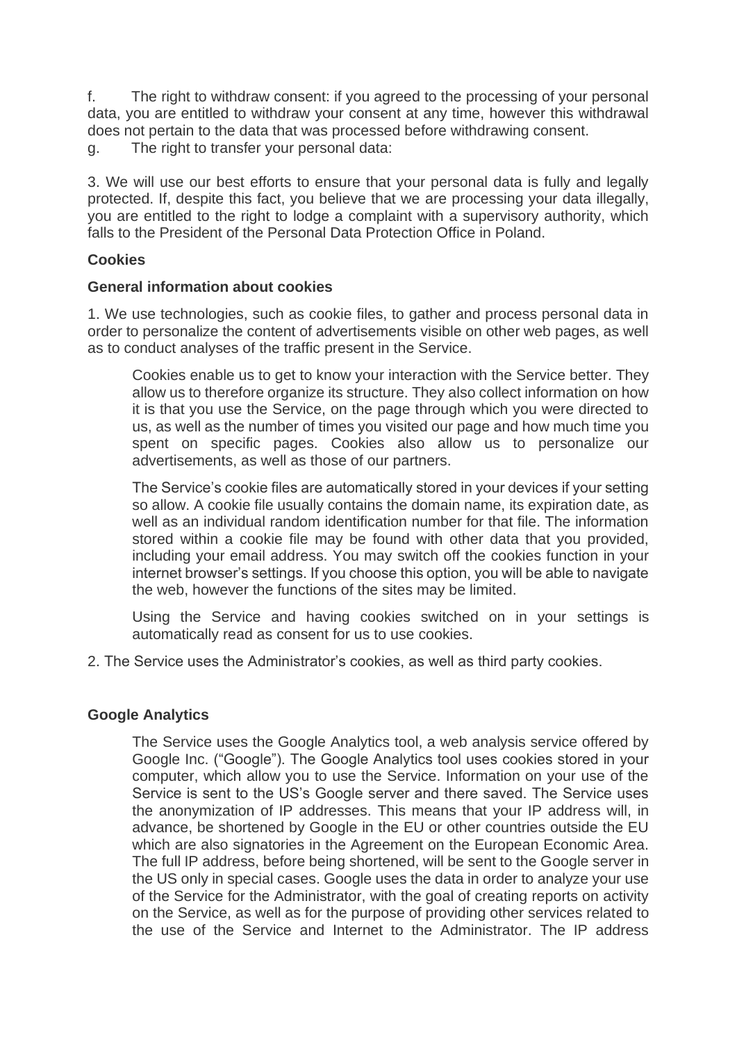f. The right to withdraw consent: if you agreed to the processing of your personal data, you are entitled to withdraw your consent at any time, however this withdrawal does not pertain to the data that was processed before withdrawing consent.

g. The right to transfer your personal data:

3. We will use our best efforts to ensure that your personal data is fully and legally protected. If, despite this fact, you believe that we are processing your data illegally, you are entitled to the right to lodge a complaint with a supervisory authority, which falls to the President of the Personal Data Protection Office in Poland.

**Cookies**

**General information about cookies**

1. We use technologies, such as cookie files, to gather and process personal data in order to personalize the content of advertisements visible on other web pages, as well as to conduct analyses of the traffic present in the Service.

   Cookies enable us to get to know your interaction with the Service better. They allow us to therefore organize its structure. They also collect information on how it is that you use the Service, on the page through which you were directed to us, as well as the number of times you visited our page and how much time you spent on specific pages. Cookies also allow us to personalize our advertisements, as well as those of our partners.

   The Service's cookie files are automatically stored in your devices if your setting so allow. A cookie file usually contains the domain name, its expiration date, as well as an individual random identification number for that file. The information stored within a cookie file may be found with other data that you provided, including your email address. You may switch off the cookies function in your internet browser's settings. If you choose this option, you will be able to navigate the web, however the functions of the sites may be limited.

   Using the Service and having cookies switched on in your settings is automatically read as consent for us to use cookies.

2. The Service uses the Administrator's cookies, as well as third party cookies.

**Google Analytics**

The Service uses the Google Analytics tool, a web analysis service offered by Google Inc. ("Google"). The Google Analytics tool uses cookies stored in your computer, which allow you to use the Service. Information on your use of the Service is sent to the US's Google server and there saved. The Service uses the anonymization of IP addresses. This means that your IP address will, in advance, be shortened by Google in the EU or other countries outside the EU which are also signatories in the Agreement on the European Economic Area. The full IP address, before being shortened, will be sent to the Google server in the US only in special cases. Google uses the data in order to analyze your use of the Service for the Administrator, with the goal of creating reports on activity on the Service, as well as for the purpose of providing other services related to the use of the Service and Internet to the Administrator. The IP address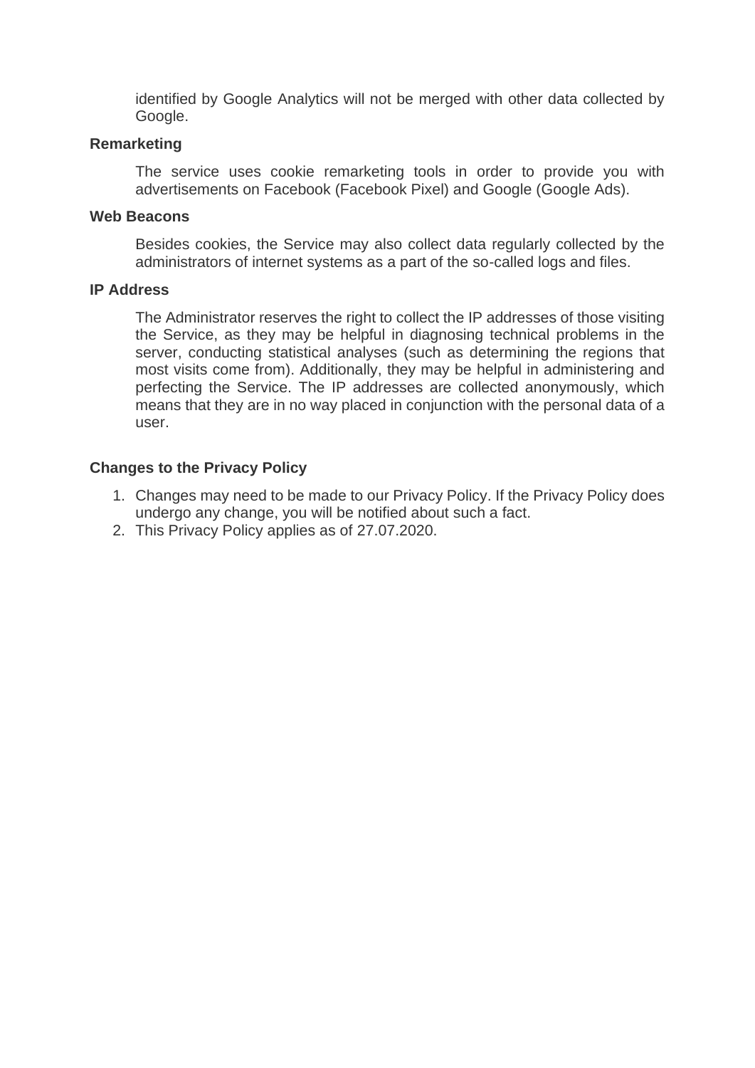identified by Google Analytics will not be merged with other data collected by Google.

**Remarketing**

The service uses cookie remarketing tools in order to provide you with advertisements on Facebook (Facebook Pixel) and Google (Google Ads).

**Web Beacons**

Besides cookies, the Service may also collect data regularly collected by the administrators of internet systems as a part of the so-called logs and files.

**IP Address**

The Administrator reserves the right to collect the IP addresses of those visiting the Service, as they may be helpful in diagnosing technical problems in the server, conducting statistical analyses (such as determining the regions that most visits come from). Additionally, they may be helpful in administering and perfecting the Service. The IP addresses are collected anonymously, which means that they are in no way placed in conjunction with the personal data of a user.

### Changes to the Privacy Policy

1. Changes may need to be made to our Privacy Policy. If the Privacy Policy does undergo any change, you will be notified about such a fact.
2. This Privacy Policy applies as of 27.07.2020.